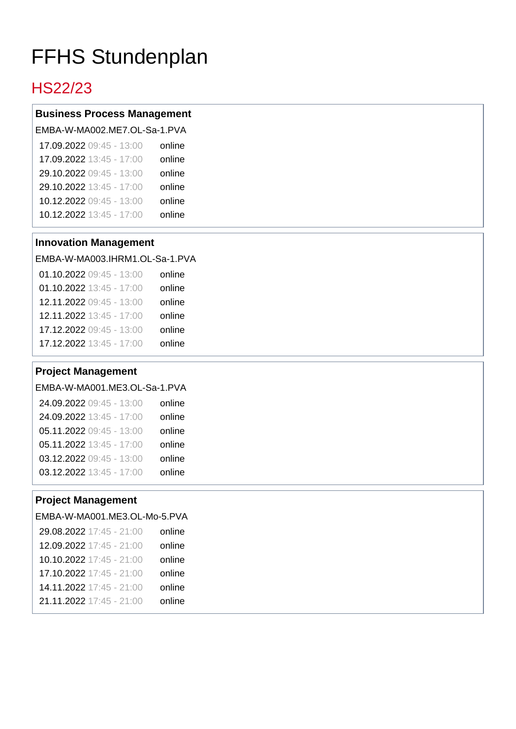# FFHS Stundenplan

## HS22/23

### Business Process Management

EMBA-W-MA002.ME7.OL-Sa-1.PVA

| | | |
|---|---|---|
| 17.09.2022 | 09:45 - 13:00 | online |
| 17.09.2022 | 13:45 - 17:00 | online |
| 29.10.2022 | 09:45 - 13:00 | online |
| 29.10.2022 | 13:45 - 17:00 | online |
| 10.12.2022 | 09:45 - 13:00 | online |
| 10.12.2022 | 13:45 - 17:00 | online |

### Innovation Management

EMBA-W-MA003.IHRM1.OL-Sa-1.PVA

| | | |
|---|---|---|
| 01.10.2022 | 09:45 - 13:00 | online |
| 01.10.2022 | 13:45 - 17:00 | online |
| 12.11.2022 | 09:45 - 13:00 | online |
| 12.11.2022 | 13:45 - 17:00 | online |
| 17.12.2022 | 09:45 - 13:00 | online |
| 17.12.2022 | 13:45 - 17:00 | online |

### Project Management

EMBA-W-MA001.ME3.OL-Sa-1.PVA

| | | |
|---|---|---|
| 24.09.2022 | 09:45 - 13:00 | online |
| 24.09.2022 | 13:45 - 17:00 | online |
| 05.11.2022 | 09:45 - 13:00 | online |
| 05.11.2022 | 13:45 - 17:00 | online |
| 03.12.2022 | 09:45 - 13:00 | online |
| 03.12.2022 | 13:45 - 17:00 | online |

### Project Management

EMBA-W-MA001.ME3.OL-Mo-5.PVA

| | | |
|---|---|---|
| 29.08.2022 | 17:45 - 21:00 | online |
| 12.09.2022 | 17:45 - 21:00 | online |
| 10.10.2022 | 17:45 - 21:00 | online |
| 17.10.2022 | 17:45 - 21:00 | online |
| 14.11.2022 | 17:45 - 21:00 | online |
| 21.11.2022 | 17:45 - 21:00 | online |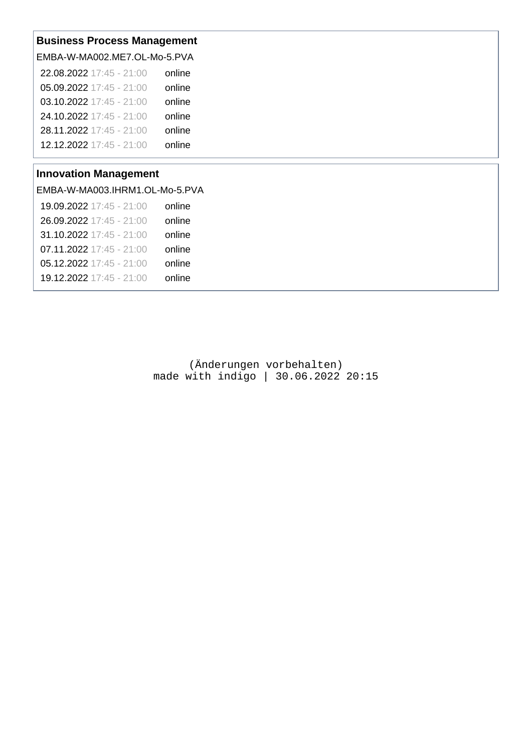## Business Process Management

EMBA-W-MA002.ME7.OL-Mo-5.PVA

| | | |
|---|---|---|
| 22.08.2022 | 17:45 - 21:00 | online |
| 05.09.2022 | 17:45 - 21:00 | online |
| 03.10.2022 | 17:45 - 21:00 | online |
| 24.10.2022 | 17:45 - 21:00 | online |
| 28.11.2022 | 17:45 - 21:00 | online |
| 12.12.2022 | 17:45 - 21:00 | online |

## Innovation Management

EMBA-W-MA003.IHRM1.OL-Mo-5.PVA

| | | |
|---|---|---|
| 19.09.2022 | 17:45 - 21:00 | online |
| 26.09.2022 | 17:45 - 21:00 | online |
| 31.10.2022 | 17:45 - 21:00 | online |
| 07.11.2022 | 17:45 - 21:00 | online |
| 05.12.2022 | 17:45 - 21:00 | online |
| 19.12.2022 | 17:45 - 21:00 | online |

(Änderungen vorbehalten)
made with indigo | 30.06.2022 20:15